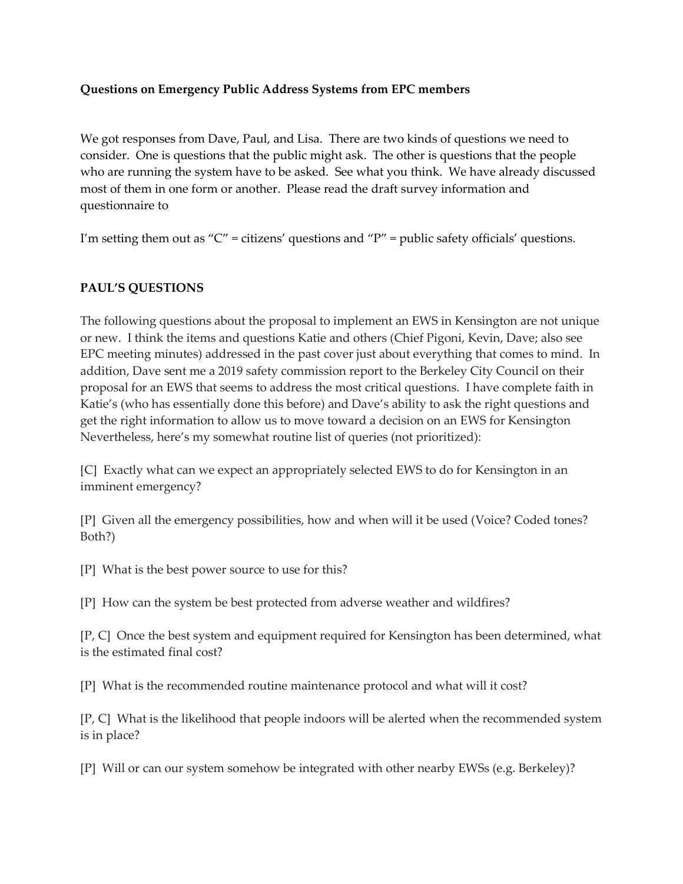**Questions on Emergency Public Address Systems from EPC members**

We got responses from Dave, Paul, and Lisa. There are two kinds of questions we need to consider. One is questions that the public might ask. The other is questions that the people who are running the system have to be asked. See what you think. We have already discussed most of them in one form or another. Please read the draft survey information and questionnaire to

I'm setting them out as "C" = citizens' questions and "P" = public safety officials' questions.

**PAUL'S QUESTIONS**

The following questions about the proposal to implement an EWS in Kensington are not unique or new. I think the items and questions Katie and others (Chief Pigoni, Kevin, Dave; also see EPC meeting minutes) addressed in the past cover just about everything that comes to mind. In addition, Dave sent me a 2019 safety commission report to the Berkeley City Council on their proposal for an EWS that seems to address the most critical questions. I have complete faith in Katie's (who has essentially done this before) and Dave's ability to ask the right questions and get the right information to allow us to move toward a decision on an EWS for Kensington Nevertheless, here's my somewhat routine list of queries (not prioritized):

[C] Exactly what can we expect an appropriately selected EWS to do for Kensington in an imminent emergency?

[P] Given all the emergency possibilities, how and when will it be used (Voice? Coded tones? Both?)

[P] What is the best power source to use for this?

[P] How can the system be best protected from adverse weather and wildfires?

[P, C] Once the best system and equipment required for Kensington has been determined, what is the estimated final cost?

[P] What is the recommended routine maintenance protocol and what will it cost?

[P, C] What is the likelihood that people indoors will be alerted when the recommended system is in place?

[P] Will or can our system somehow be integrated with other nearby EWSs (e.g. Berkeley)?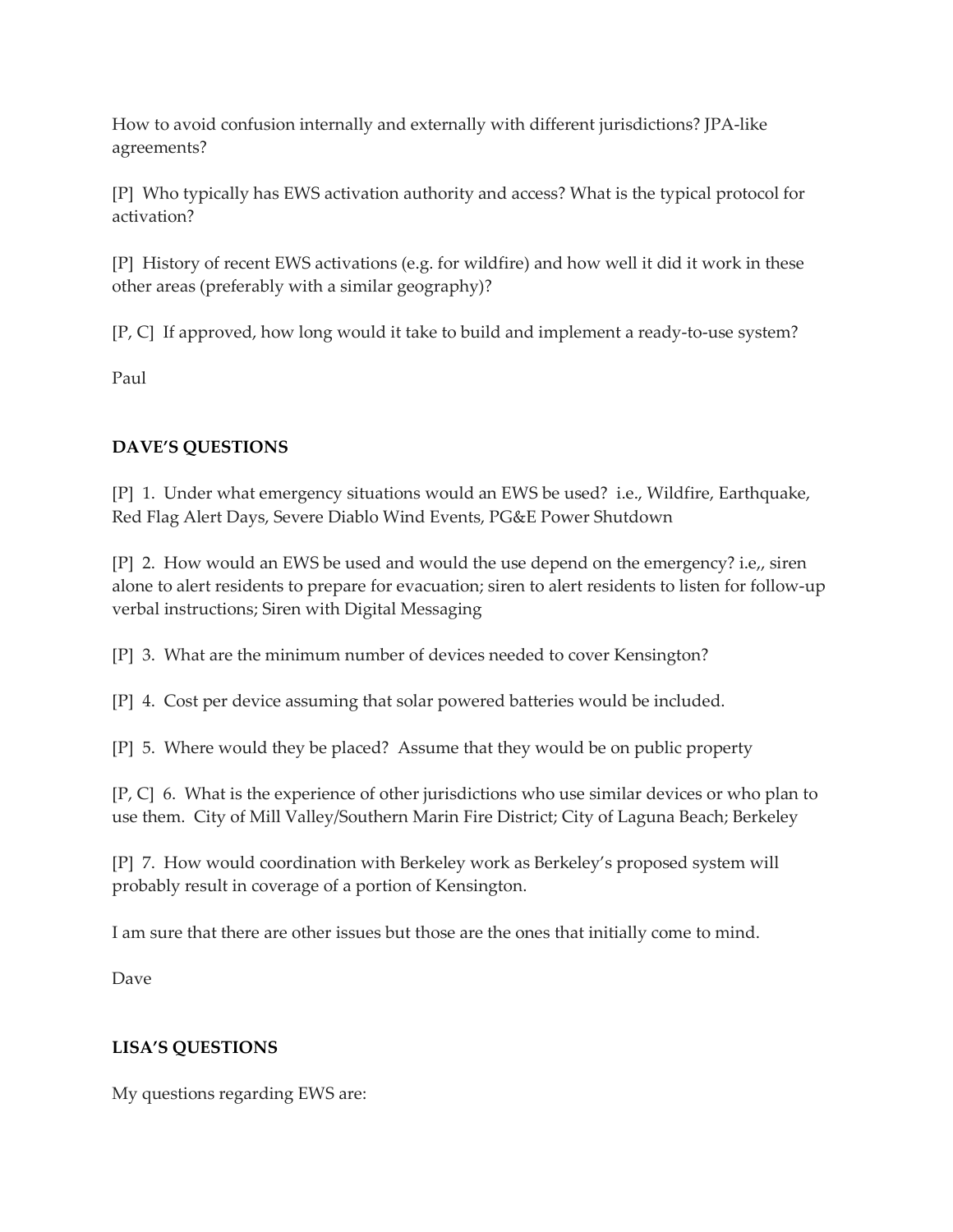How to avoid confusion internally and externally with different jurisdictions? JPA-like agreements?

[P] Who typically has EWS activation authority and access? What is the typical protocol for activation?

[P] History of recent EWS activations (e.g. for wildfire) and how well it did it work in these other areas (preferably with a similar geography)?

[P, C] If approved, how long would it take to build and implement a ready-to-use system?

Paul

**DAVE'S QUESTIONS**

[P] 1. Under what emergency situations would an EWS be used? i.e., Wildfire, Earthquake, Red Flag Alert Days, Severe Diablo Wind Events, PG&E Power Shutdown

[P] 2. How would an EWS be used and would the use depend on the emergency? i.e,, siren alone to alert residents to prepare for evacuation; siren to alert residents to listen for follow-up verbal instructions; Siren with Digital Messaging

[P] 3. What are the minimum number of devices needed to cover Kensington?

[P] 4. Cost per device assuming that solar powered batteries would be included.

[P] 5. Where would they be placed? Assume that they would be on public property

[P, C] 6. What is the experience of other jurisdictions who use similar devices or who plan to use them. City of Mill Valley/Southern Marin Fire District; City of Laguna Beach; Berkeley

[P] 7. How would coordination with Berkeley work as Berkeley's proposed system will probably result in coverage of a portion of Kensington.

I am sure that there are other issues but those are the ones that initially come to mind.

Dave

**LISA'S QUESTIONS**

My questions regarding EWS are: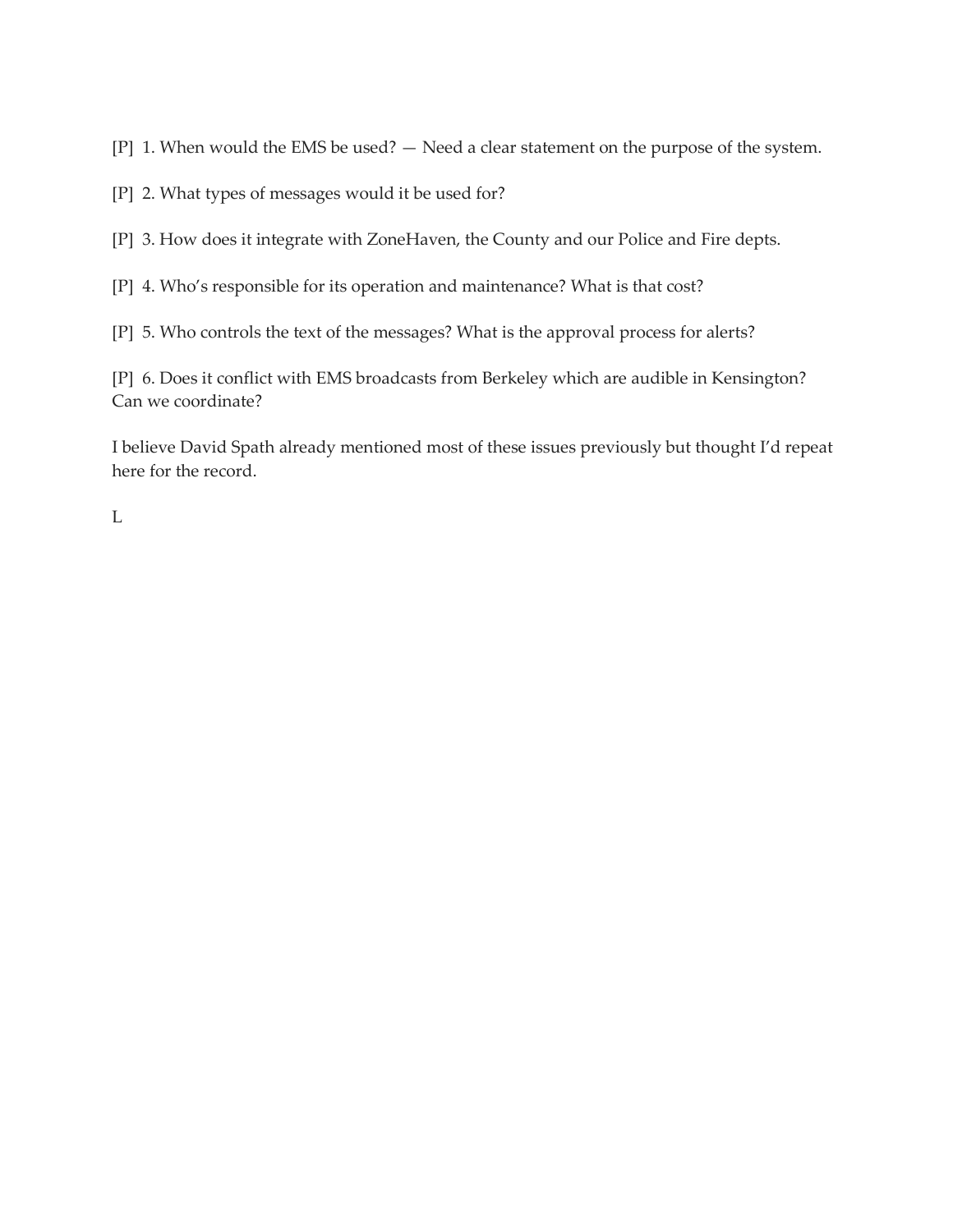[P] 1. When would the EMS be used? — Need a clear statement on the purpose of the system.

[P] 2. What types of messages would it be used for?

[P] 3. How does it integrate with ZoneHaven, the County and our Police and Fire depts.

[P] 4. Who's responsible for its operation and maintenance? What is that cost?

[P] 5. Who controls the text of the messages? What is the approval process for alerts?

[P] 6. Does it conflict with EMS broadcasts from Berkeley which are audible in Kensington? Can we coordinate?

I believe David Spath already mentioned most of these issues previously but thought I'd repeat here for the record.

L